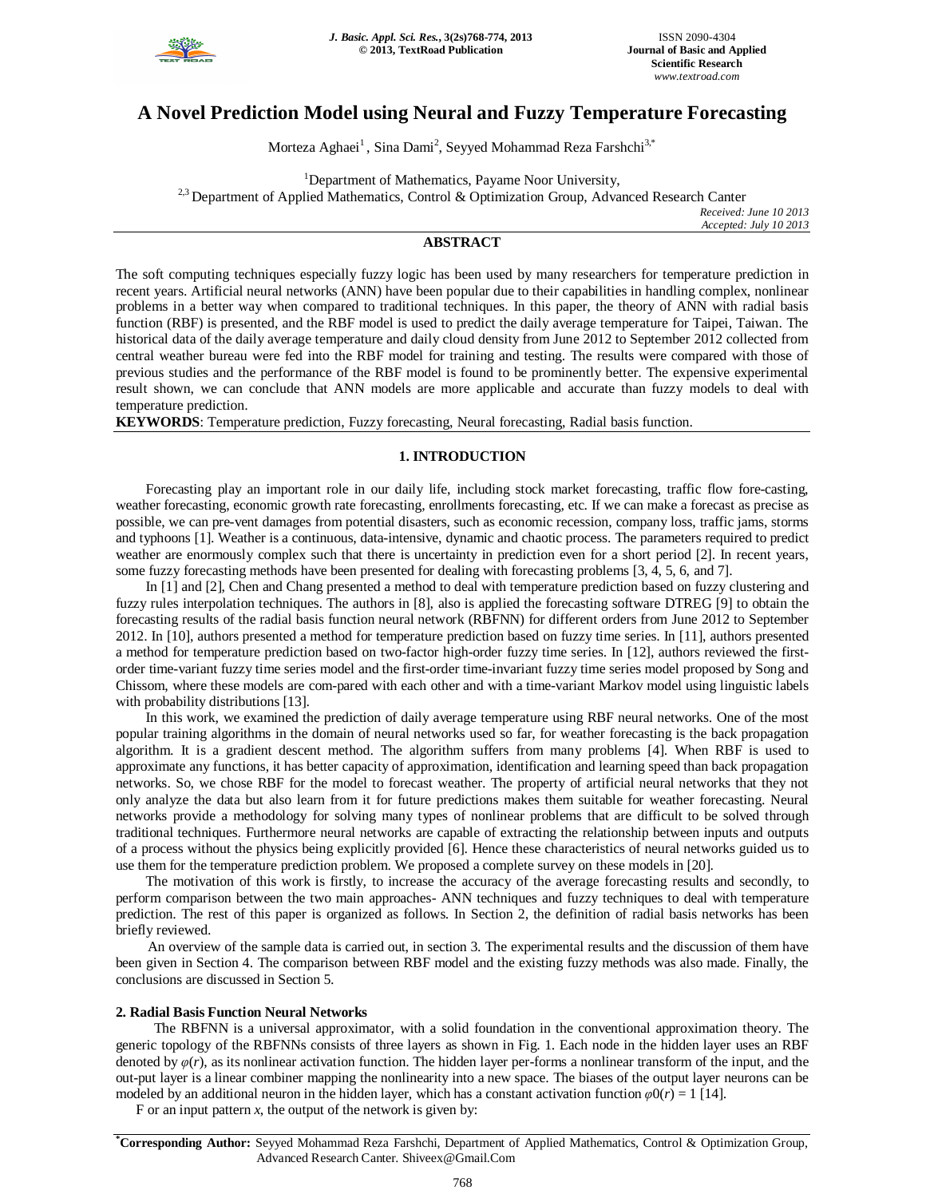# A Novel Prediction Model using Neural and Fuzzy Temperature Forecasting

Morteza Aghaei[1], Sina Dami[2], Seyyed Mohammad Reza Farshchi[3,*]

[1]Department of Mathematics, Payame Noor University,

[2,3] Department of Applied Mathematics, Control & Optimization Group, Advanced Research Canter

*Received: June 10 2013*
*Accepted: July 10 2013*

## ABSTRACT

The soft computing techniques especially fuzzy logic has been used by many researchers for temperature prediction in recent years. Artificial neural networks (ANN) have been popular due to their capabilities in handling complex, nonlinear problems in a better way when compared to traditional techniques. In this paper, the theory of ANN with radial basis function (RBF) is presented, and the RBF model is used to predict the daily average temperature for Taipei, Taiwan. The historical data of the daily average temperature and daily cloud density from June 2012 to September 2012 collected from central weather bureau were fed into the RBF model for training and testing. The results were compared with those of previous studies and the performance of the RBF model is found to be prominently better. The expensive experimental result shown, we can conclude that ANN models are more applicable and accurate than fuzzy models to deal with temperature prediction.

**KEYWORDS**: Temperature prediction, Fuzzy forecasting, Neural forecasting, Radial basis function.

## 1. INTRODUCTION

Forecasting play an important role in our daily life, including stock market forecasting, traffic flow fore-casting, weather forecasting, economic growth rate forecasting, enrollments forecasting, etc. If we can make a forecast as precise as possible, we can pre-vent damages from potential disasters, such as economic recession, company loss, traffic jams, storms and typhoons [1]. Weather is a continuous, data-intensive, dynamic and chaotic process. The parameters required to predict weather are enormously complex such that there is uncertainty in prediction even for a short period [2]. In recent years, some fuzzy forecasting methods have been presented for dealing with forecasting problems [3, 4, 5, 6, and 7].

In [1] and [2], Chen and Chang presented a method to deal with temperature prediction based on fuzzy clustering and fuzzy rules interpolation techniques. The authors in [8], also is applied the forecasting software DTREG [9] to obtain the forecasting results of the radial basis function neural network (RBFNN) for different orders from June 2012 to September 2012. In [10], authors presented a method for temperature prediction based on fuzzy time series. In [11], authors presented a method for temperature prediction based on two-factor high-order fuzzy time series. In [12], authors reviewed the first-order time-variant fuzzy time series model and the first-order time-invariant fuzzy time series model proposed by Song and Chissom, where these models are com-pared with each other and with a time-variant Markov model using linguistic labels with probability distributions [13].

In this work, we examined the prediction of daily average temperature using RBF neural networks. One of the most popular training algorithms in the domain of neural networks used so far, for weather forecasting is the back propagation algorithm. It is a gradient descent method. The algorithm suffers from many problems [4]. When RBF is used to approximate any functions, it has better capacity of approximation, identification and learning speed than back propagation networks. So, we chose RBF for the model to forecast weather. The property of artificial neural networks that they not only analyze the data but also learn from it for future predictions makes them suitable for weather forecasting. Neural networks provide a methodology for solving many types of nonlinear problems that are difficult to be solved through traditional techniques. Furthermore neural networks are capable of extracting the relationship between inputs and outputs of a process without the physics being explicitly provided [6]. Hence these characteristics of neural networks guided us to use them for the temperature prediction problem. We proposed a complete survey on these models in [20].

The motivation of this work is firstly, to increase the accuracy of the average forecasting results and secondly, to perform comparison between the two main approaches- ANN techniques and fuzzy techniques to deal with temperature prediction. The rest of this paper is organized as follows. In Section 2, the definition of radial basis networks has been briefly reviewed.

An overview of the sample data is carried out, in section 3. The experimental results and the discussion of them have been given in Section 4. The comparison between RBF model and the existing fuzzy methods was also made. Finally, the conclusions are discussed in Section 5.

### 2. Radial Basis Function Neural Networks

The RBFNN is a universal approximator, with a solid foundation in the conventional approximation theory. The generic topology of the RBFNNs consists of three layers as shown in Fig. 1. Each node in the hidden layer uses an RBF denoted by $\varphi(r)$, as its nonlinear activation function. The hidden layer per-forms a nonlinear transform of the input, and the out-put layer is a linear combiner mapping the nonlinearity into a new space. The biases of the output layer neurons can be modeled by an additional neuron in the hidden layer, which has a constant activation function $\varphi0(r) = 1$ [14].

F or an input pattern $x$, the output of the network is given by:

[*]**Corresponding Author:** Seyyed Mohammad Reza Farshchi, Department of Applied Mathematics, Control & Optimization Group, Advanced Research Canter. Shiveex@Gmail.Com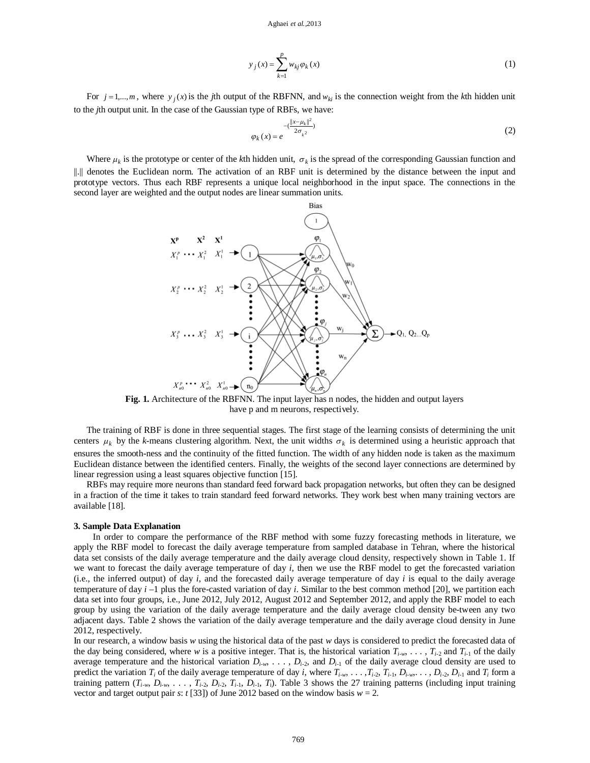$$y_j(x) = \sum_{k=1}^{p} w_{kj}\varphi_k(x) \tag{1}$$

For $j = 1,...,m$, where $y_j(x)$ is the *j*th output of the RBFNN, and $w_{ki}$ is the connection weight from the *k*th hidden unit to the *j*th output unit. In the case of the Gaussian type of RBFs, we have:

$$\varphi_k(x) = e^{-(\frac{\|x-\mu_k\|^2}{2\sigma_k{}^2})} \tag{2}$$

Where $\mu_k$ is the prototype or center of the *k*th hidden unit, $\sigma_k$ is the spread of the corresponding Gaussian function and $\|.\|$ denotes the Euclidean norm. The activation of an RBF unit is determined by the distance between the input and prototype vectors. Thus each RBF represents a unique local neighborhood in the input space. The connections in the second layer are weighted and the output nodes are linear summation units.

**Fig. 1.** Architecture of the RBFNN. The input layer has n nodes, the hidden and output layers have p and m neurons, respectively.

The training of RBF is done in three sequential stages. The first stage of the learning consists of determining the unit centers $\mu_k$ by the *k*-means clustering algorithm. Next, the unit widths $\sigma_k$ is determined using a heuristic approach that ensures the smooth-ness and the continuity of the fitted function. The width of any hidden node is taken as the maximum Euclidean distance between the identified centers. Finally, the weights of the second layer connections are determined by linear regression using a least squares objective function [15].

RBFs may require more neurons than standard feed forward back propagation networks, but often they can be designed in a fraction of the time it takes to train standard feed forward networks. They work best when many training vectors are available [18].

### 3. Sample Data Explanation

In order to compare the performance of the RBF method with some fuzzy forecasting methods in literature, we apply the RBF model to forecast the daily average temperature from sampled database in Tehran, where the historical data set consists of the daily average temperature and the daily average cloud density, respectively shown in Table 1. If we want to forecast the daily average temperature of day *i*, then we use the RBF model to get the forecasted variation (i.e., the inferred output) of day *i*, and the forecasted daily average temperature of day *i* is equal to the daily average temperature of day *i* –1 plus the fore-casted variation of day *i*. Similar to the best common method [20], we partition each data set into four groups, i.e., June 2012, July 2012, August 2012 and September 2012, and apply the RBF model to each group by using the variation of the daily average temperature and the daily average cloud density be-tween any two adjacent days. Table 2 shows the variation of the daily average temperature and the daily average cloud density in June 2012, respectively.

In our research, a window basis *w* using the historical data of the past *w* days is considered to predict the forecasted data of the day being considered, where *w* is a positive integer. That is, the historical variation $T_{i-w}, \ldots, T_{i-2}$ and $T_{i-1}$ of the daily average temperature and the historical variation $D_{i-w}, \ldots, D_{i-2}$, and $D_{i-1}$ of the daily average cloud density are used to predict the variation $T_i$ of the daily average temperature of day *i*, where $T_{i-w}, \ldots, T_{i-2}, T_{i-1}, D_{i-w}, \ldots, D_{i-2}, D_{i-1}$ and $T_i$ form a training pattern ($T_{i-w}, D_{i-w}, \ldots, T_{i-2}, D_{i-2}, T_{i-1}, D_{i-1}, T_i$). Table 3 shows the 27 training patterns (including input training vector and target output pair *s*: *t* [33]) of June 2012 based on the window basis *w* = 2.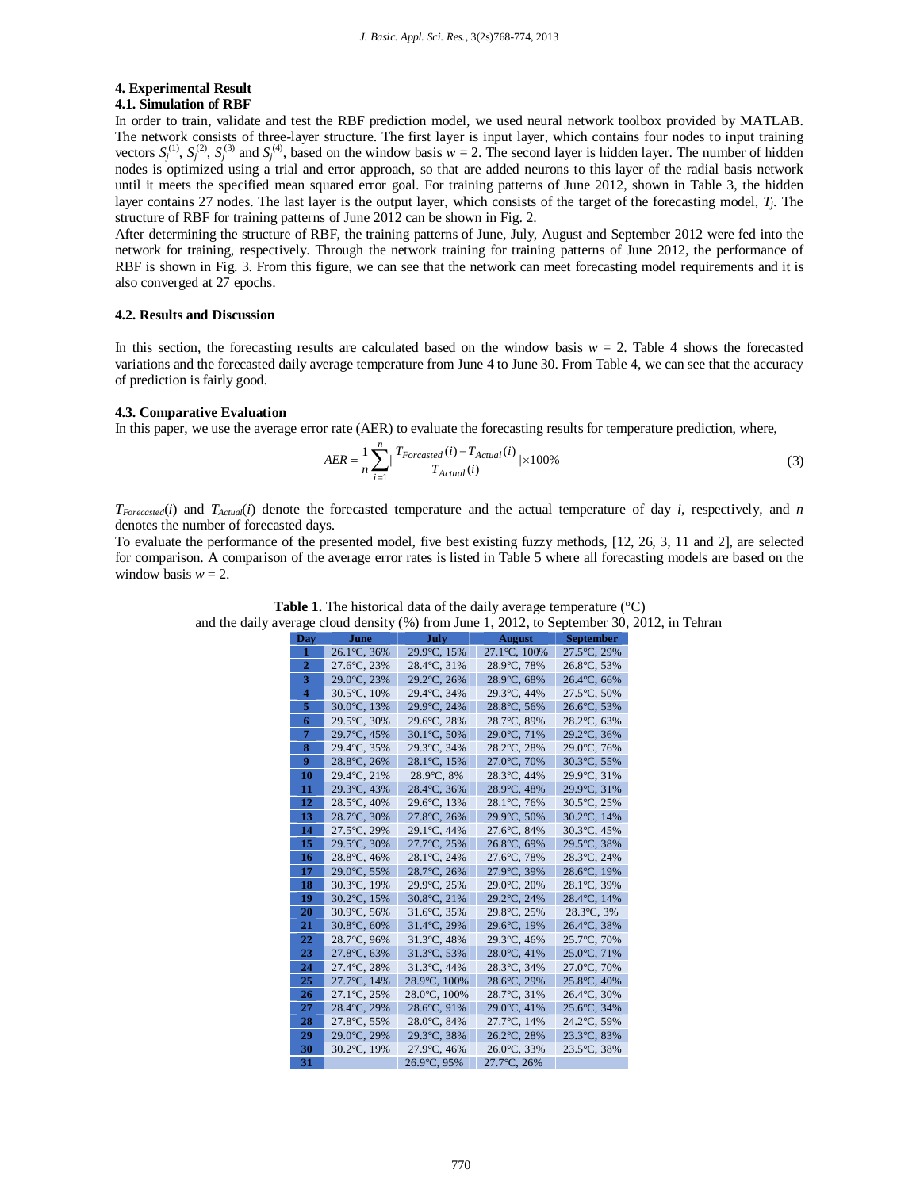## 4. Experimental Result

### 4.1. Simulation of RBF

In order to train, validate and test the RBF prediction model, we used neural network toolbox provided by MATLAB. The network consists of three-layer structure. The first layer is input layer, which contains four nodes to input training vectors $S_j^{(1)}$, $S_j^{(2)}$, $S_j^{(3)}$ and $S_j^{(4)}$, based on the window basis $w = 2$. The second layer is hidden layer. The number of hidden nodes is optimized using a trial and error approach, so that are added neurons to this layer of the radial basis network until it meets the specified mean squared error goal. For training patterns of June 2012, shown in Table 3, the hidden layer contains 27 nodes. The last layer is the output layer, which consists of the target of the forecasting model, $T_j$. The structure of RBF for training patterns of June 2012 can be shown in Fig. 2.

After determining the structure of RBF, the training patterns of June, July, August and September 2012 were fed into the network for training, respectively. Through the network training for training patterns of June 2012, the performance of RBF is shown in Fig. 3. From this figure, we can see that the network can meet forecasting model requirements and it is also converged at 27 epochs.

### 4.2. Results and Discussion

In this section, the forecasting results are calculated based on the window basis $w = 2$. Table 4 shows the forecasted variations and the forecasted daily average temperature from June 4 to June 30. From Table 4, we can see that the accuracy of prediction is fairly good.

### 4.3. Comparative Evaluation

In this paper, we use the average error rate (AER) to evaluate the forecasting results for temperature prediction, where,

$$AER = \frac{1}{n}\sum_{i=1}^{n}\left|\frac{T_{Forcasted}(i) - T_{Actual}(i)}{T_{Actual}(i)}\right| \times 100\% \quad (3)$$

$T_{Forecasted}(i)$ and $T_{Actual}(i)$ denote the forecasted temperature and the actual temperature of day $i$, respectively, and $n$ denotes the number of forecasted days.

To evaluate the performance of the presented model, five best existing fuzzy methods, [12, 26, 3, 11 and 2], are selected for comparison. A comparison of the average error rates is listed in Table 5 where all forecasting models are based on the window basis $w = 2$.

**Table 1.** The historical data of the daily average temperature (°C) and the daily average cloud density (%) from June 1, 2012, to September 30, 2012, in Tehran

| Day | June | July | August | September |
|---|---|---|---|---|
| 1 | 26.1°C, 36% | 29.9°C, 15% | 27.1°C, 100% | 27.5°C, 29% |
| 2 | 27.6°C, 23% | 28.4°C, 31% | 28.9°C, 78% | 26.8°C, 53% |
| 3 | 29.0°C, 23% | 29.2°C, 26% | 28.9°C, 68% | 26.4°C, 66% |
| 4 | 30.5°C, 10% | 29.4°C, 34% | 29.3°C, 44% | 27.5°C, 50% |
| 5 | 30.0°C, 13% | 29.9°C, 24% | 28.8°C, 56% | 26.6°C, 53% |
| 6 | 29.5°C, 30% | 29.6°C, 28% | 28.7°C, 89% | 28.2°C, 63% |
| 7 | 29.7°C, 45% | 30.1°C, 50% | 29.0°C, 71% | 29.2°C, 36% |
| 8 | 29.4°C, 35% | 29.3°C, 34% | 28.2°C, 28% | 29.0°C, 76% |
| 9 | 28.8°C, 26% | 28.1°C, 15% | 27.0°C, 70% | 30.3°C, 55% |
| 10 | 29.4°C, 21% | 28.9°C, 8% | 28.3°C, 44% | 29.9°C, 31% |
| 11 | 29.3°C, 43% | 28.4°C, 36% | 28.9°C, 48% | 29.9°C, 31% |
| 12 | 28.5°C, 40% | 29.6°C, 13% | 28.1°C, 76% | 30.5°C, 25% |
| 13 | 28.7°C, 30% | 27.8°C, 26% | 29.9°C, 50% | 30.2°C, 14% |
| 14 | 27.5°C, 29% | 29.1°C, 44% | 27.6°C, 84% | 30.3°C, 45% |
| 15 | 29.5°C, 30% | 27.7°C, 25% | 26.8°C, 69% | 29.5°C, 38% |
| 16 | 28.8°C, 46% | 28.1°C, 24% | 27.6°C, 78% | 28.3°C, 24% |
| 17 | 29.0°C, 55% | 28.7°C, 26% | 27.9°C, 39% | 28.6°C, 19% |
| 18 | 30.3°C, 19% | 29.9°C, 25% | 29.0°C, 20% | 28.1°C, 39% |
| 19 | 30.2°C, 15% | 30.8°C, 21% | 29.2°C, 24% | 28.4°C, 14% |
| 20 | 30.9°C, 56% | 31.6°C, 35% | 29.8°C, 25% | 28.3°C, 3% |
| 21 | 30.8°C, 60% | 31.4°C, 29% | 29.6°C, 19% | 26.4°C, 38% |
| 22 | 28.7°C, 96% | 31.3°C, 48% | 29.3°C, 46% | 25.7°C, 70% |
| 23 | 27.8°C, 63% | 31.3°C, 53% | 28.0°C, 41% | 25.0°C, 71% |
| 24 | 27.4°C, 28% | 31.3°C, 44% | 28.3°C, 34% | 27.0°C, 70% |
| 25 | 27.7°C, 14% | 28.9°C, 100% | 28.6°C, 29% | 25.8°C, 40% |
| 26 | 27.1°C, 25% | 28.0°C, 100% | 28.7°C, 31% | 26.4°C, 30% |
| 27 | 28.4°C, 29% | 28.6°C, 91% | 29.0°C, 41% | 25.6°C, 34% |
| 28 | 27.8°C, 55% | 28.0°C, 84% | 27.7°C, 14% | 24.2°C, 59% |
| 29 | 29.0°C, 29% | 29.3°C, 38% | 26.2°C, 28% | 23.3°C, 83% |
| 30 | 30.2°C, 19% | 27.9°C, 46% | 26.0°C, 33% | 23.5°C, 38% |
| 31 | | 26.9°C, 95% | 27.7°C, 26% | |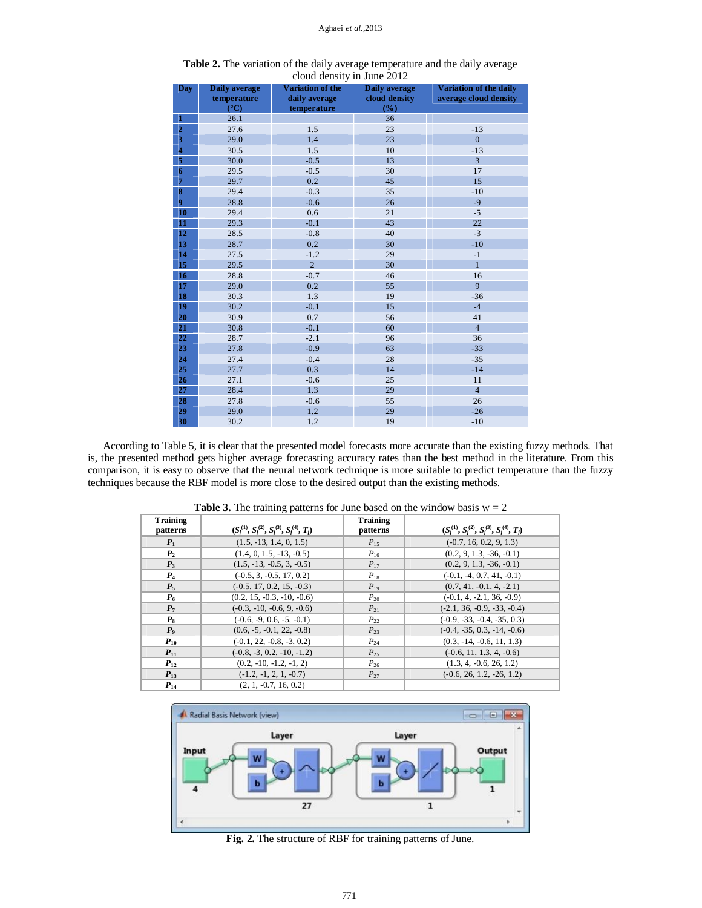**Table 2.** The variation of the daily average temperature and the daily average cloud density in June 2012

| Day | Daily average temperature (°C) | Variation of the daily average temperature | Daily average cloud density (%) | Variation of the daily average cloud density |
|---|---|---|---|---|
| 1 | 26.1 | | 36 | |
| 2 | 27.6 | 1.5 | 23 | -13 |
| 3 | 29.0 | 1.4 | 23 | 0 |
| 4 | 30.5 | 1.5 | 10 | -13 |
| 5 | 30.0 | -0.5 | 13 | 3 |
| 6 | 29.5 | -0.5 | 30 | 17 |
| 7 | 29.7 | 0.2 | 45 | 15 |
| 8 | 29.4 | -0.3 | 35 | -10 |
| 9 | 28.8 | -0.6 | 26 | -9 |
| 10 | 29.4 | 0.6 | 21 | -5 |
| 11 | 29.3 | -0.1 | 43 | 22 |
| 12 | 28.5 | -0.8 | 40 | -3 |
| 13 | 28.7 | 0.2 | 30 | -10 |
| 14 | 27.5 | -1.2 | 29 | -1 |
| 15 | 29.5 | 2 | 30 | 1 |
| 16 | 28.8 | -0.7 | 46 | 16 |
| 17 | 29.0 | 0.2 | 55 | 9 |
| 18 | 30.3 | 1.3 | 19 | -36 |
| 19 | 30.2 | -0.1 | 15 | -4 |
| 20 | 30.9 | 0.7 | 56 | 41 |
| 21 | 30.8 | -0.1 | 60 | 4 |
| 22 | 28.7 | -2.1 | 96 | 36 |
| 23 | 27.8 | -0.9 | 63 | -33 |
| 24 | 27.4 | -0.4 | 28 | -35 |
| 25 | 27.7 | 0.3 | 14 | -14 |
| 26 | 27.1 | -0.6 | 25 | 11 |
| 27 | 28.4 | 1.3 | 29 | 4 |
| 28 | 27.8 | -0.6 | 55 | 26 |
| 29 | 29.0 | 1.2 | 29 | -26 |
| 30 | 30.2 | 1.2 | 19 | -10 |

According to Table 5, it is clear that the presented model forecasts more accurate than the existing fuzzy methods. That is, the presented method gets higher average forecasting accuracy rates than the best method in the literature. From this comparison, it is easy to observe that the neural network technique is more suitable to predict temperature than the fuzzy techniques because the RBF model is more close to the desired output than the existing methods.

**Table 3.** The training patterns for June based on the window basis w = 2

| Training patterns | $(S_j^{(1)}, S_j^{(2)}, S_j^{(3)}, S_j^{(4)}, T_j)$ | Training patterns | $(S_j^{(1)}, S_j^{(2)}, S_j^{(3)}, S_j^{(4)}, T_j)$ |
|---|---|---|---|
| $P_1$ | (1.5, -13, 1.4, 0, 1.5) | $P_{15}$ | (-0.7, 16, 0.2, 9, 1.3) |
| $P_2$ | (1.4, 0, 1.5, -13, -0.5) | $P_{16}$ | (0.2, 9, 1.3, -36, -0.1) |
| $P_3$ | (1.5, -13, -0.5, 3, -0.5) | $P_{17}$ | (0.2, 9, 1.3, -36, -0.1) |
| $P_4$ | (-0.5, 3, -0.5, 17, 0.2) | $P_{18}$ | (-0.1, -4, 0.7, 41, -0.1) |
| $P_5$ | (-0.5, 17, 0.2, 15, -0.3) | $P_{19}$ | (0.7, 41, -0.1, 4, -2.1) |
| $P_6$ | (0.2, 15, -0.3, -10, -0.6) | $P_{20}$ | (-0.1, 4, -2.1, 36, -0.9) |
| $P_7$ | (-0.3, -10, -0.6, 9, -0.6) | $P_{21}$ | (-2.1, 36, -0.9, -33, -0.4) |
| $P_8$ | (-0.6, -9, 0.6, -5, -0.1) | $P_{22}$ | (-0.9, -33, -0.4, -35, 0.3) |
| $P_9$ | (0.6, -5, -0.1, 22, -0.8) | $P_{23}$ | (-0.4, -35, 0.3, -14, -0.6) |
| $P_{10}$ | (-0.1, 22, -0.8, -3, 0.2) | $P_{24}$ | (0.3, -14, -0.6, 11, 1.3) |
| $P_{11}$ | (-0.8, -3, 0.2, -10, -1.2) | $P_{25}$ | (-0.6, 11, 1.3, 4, -0.6) |
| $P_{12}$ | (0.2, -10, -1.2, -1, 2) | $P_{26}$ | (1.3, 4, -0.6, 26, 1.2) |
| $P_{13}$ | (-1.2, -1, 2, 1, -0.7) | $P_{27}$ | (-0.6, 26, 1.2, -26, 1.2) |
| $P_{14}$ | (2, 1, -0.7, 16, 0.2) | | |

**Fig. 2.** The structure of RBF for training patterns of June.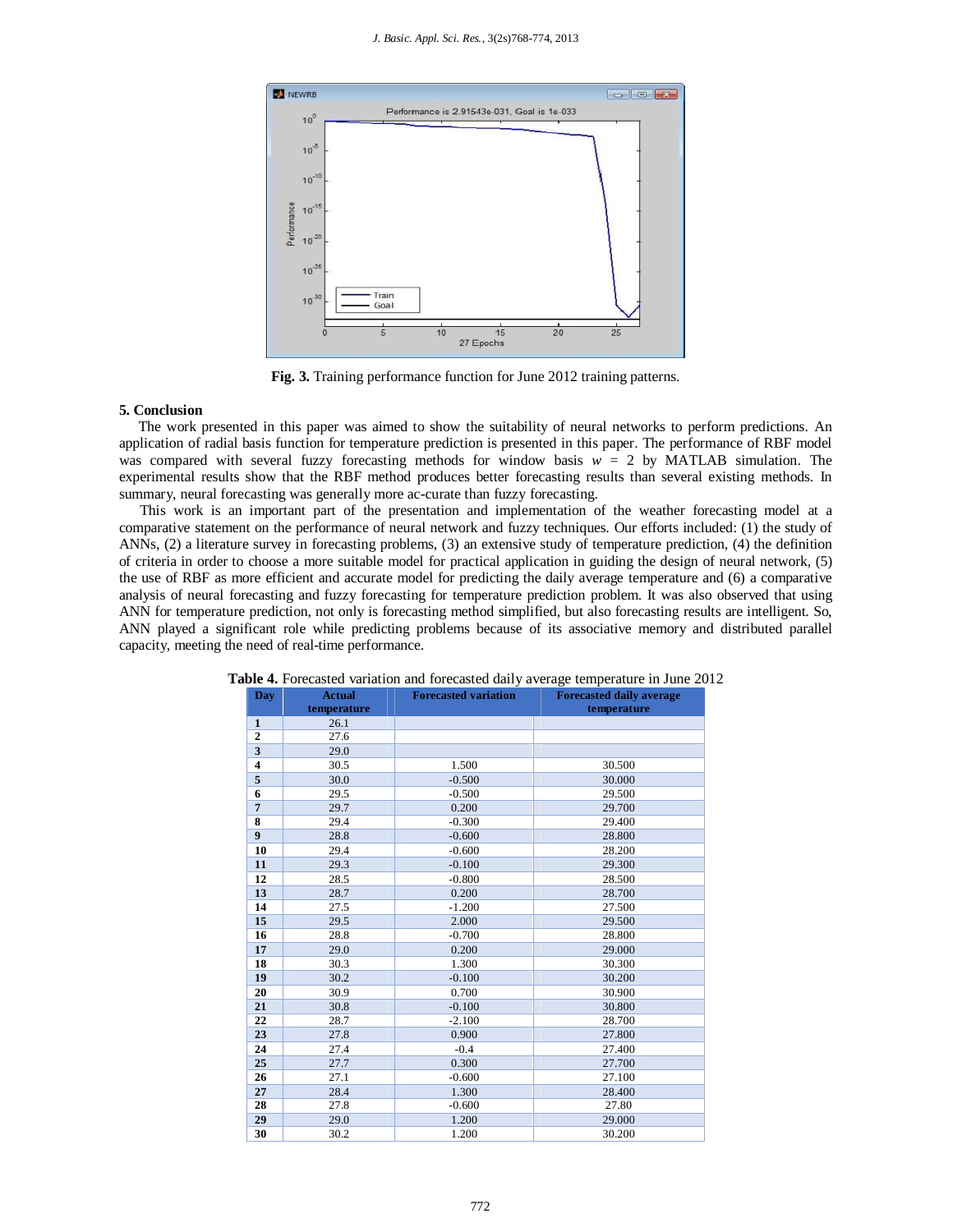Fig. 3. Training performance function for June 2012 training patterns.

## 5. Conclusion

The work presented in this paper was aimed to show the suitability of neural networks to perform predictions. An application of radial basis function for temperature prediction is presented in this paper. The performance of RBF model was compared with several fuzzy forecasting methods for window basis $w = 2$ by MATLAB simulation. The experimental results show that the RBF method produces better forecasting results than several existing methods. In summary, neural forecasting was generally more ac-curate than fuzzy forecasting.

This work is an important part of the presentation and implementation of the weather forecasting model at a comparative statement on the performance of neural network and fuzzy techniques. Our efforts included: (1) the study of ANNs, (2) a literature survey in forecasting problems, (3) an extensive study of temperature prediction, (4) the definition of criteria in order to choose a more suitable model for practical application in guiding the design of neural network, (5) the use of RBF as more efficient and accurate model for predicting the daily average temperature and (6) a comparative analysis of neural forecasting and fuzzy forecasting for temperature prediction problem. It was also observed that using ANN for temperature prediction, not only is forecasting method simplified, but also forecasting results are intelligent. So, ANN played a significant role while predicting problems because of its associative memory and distributed parallel capacity, meeting the need of real-time performance.

**Table 4.** Forecasted variation and forecasted daily average temperature in June 2012

| Day | Actual temperature | Forecasted variation | Forecasted daily average temperature |
|---|---|---|---|
| 1 | 26.1 | | |
| 2 | 27.6 | | |
| 3 | 29.0 | | |
| 4 | 30.5 | 1.500 | 30.500 |
| 5 | 30.0 | -0.500 | 30.000 |
| 6 | 29.5 | -0.500 | 29.500 |
| 7 | 29.7 | 0.200 | 29.700 |
| 8 | 29.4 | -0.300 | 29.400 |
| 9 | 28.8 | -0.600 | 28.800 |
| 10 | 29.4 | -0.600 | 28.200 |
| 11 | 29.3 | -0.100 | 29.300 |
| 12 | 28.5 | -0.800 | 28.500 |
| 13 | 28.7 | 0.200 | 28.700 |
| 14 | 27.5 | -1.200 | 27.500 |
| 15 | 29.5 | 2.000 | 29.500 |
| 16 | 28.8 | -0.700 | 28.800 |
| 17 | 29.0 | 0.200 | 29.000 |
| 18 | 30.3 | 1.300 | 30.300 |
| 19 | 30.2 | -0.100 | 30.200 |
| 20 | 30.9 | 0.700 | 30.900 |
| 21 | 30.8 | -0.100 | 30.800 |
| 22 | 28.7 | -2.100 | 28.700 |
| 23 | 27.8 | 0.900 | 27.800 |
| 24 | 27.4 | -0.4 | 27.400 |
| 25 | 27.7 | 0.300 | 27.700 |
| 26 | 27.1 | -0.600 | 27.100 |
| 27 | 28.4 | 1.300 | 28.400 |
| 28 | 27.8 | -0.600 | 27.80 |
| 29 | 29.0 | 1.200 | 29.000 |
| 30 | 30.2 | 1.200 | 30.200 |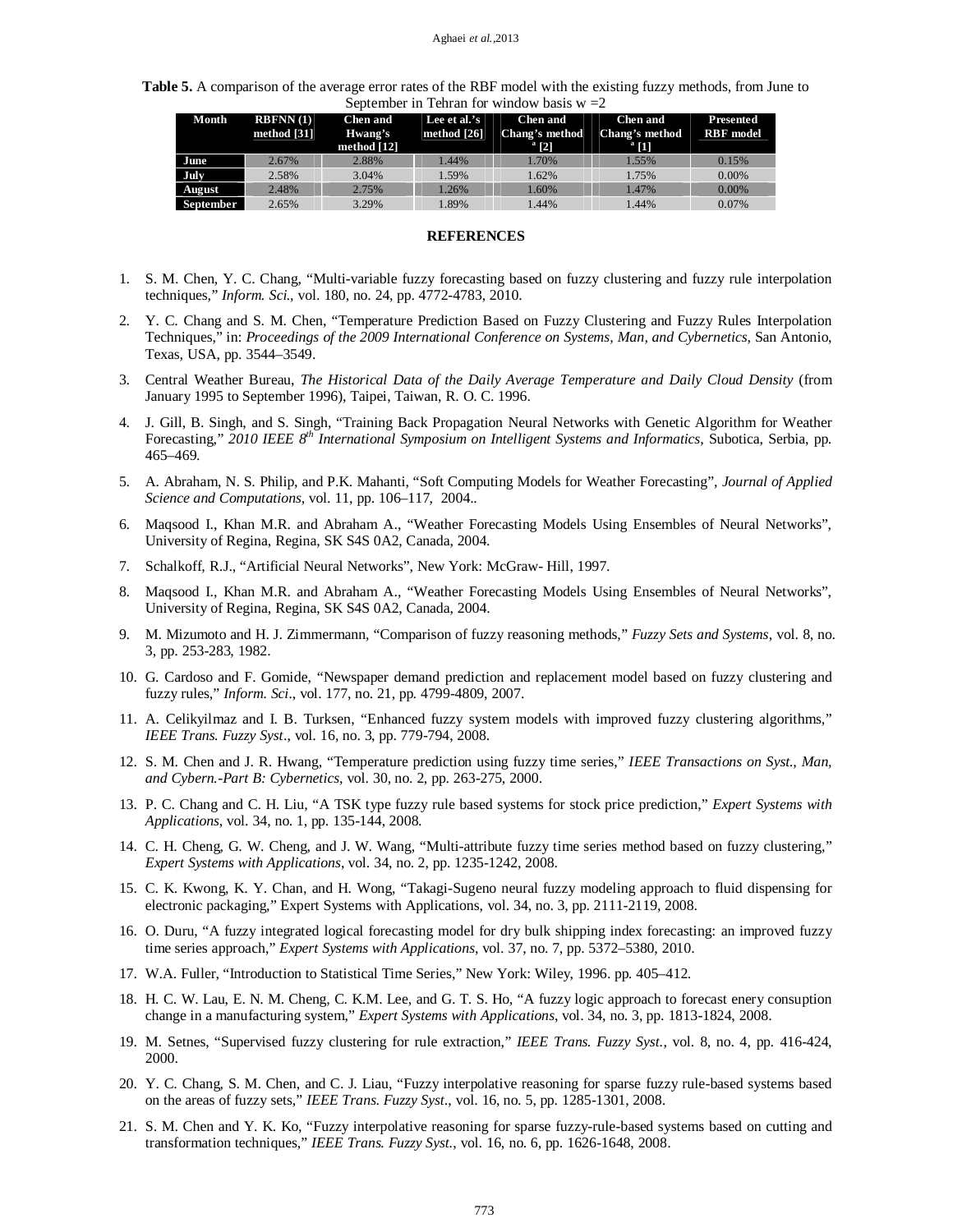**Table 5.** A comparison of the average error rates of the RBF model with the existing fuzzy methods, from June to September in Tehran for window basis w =2

| Month | RBFNN (1) method [31] | Chen and Hwang's method [12] | Lee et al.'s method [26] | Chen and Chang's method [a] [2] | Chen and Chang's method [a] [1] | Presented RBF model |
|---|---|---|---|---|---|---|
| June | 2.67% | 2.88% | 1.44% | 1.70% | 1.55% | 0.15% |
| July | 2.58% | 3.04% | 1.59% | 1.62% | 1.75% | 0.00% |
| August | 2.48% | 2.75% | 1.26% | 1.60% | 1.47% | 0.00% |
| September | 2.65% | 3.29% | 1.89% | 1.44% | 1.44% | 0.07% |

## REFERENCES

1. S. M. Chen, Y. C. Chang, "Multi-variable fuzzy forecasting based on fuzzy clustering and fuzzy rule interpolation techniques," *Inform. Sci.*, vol. 180, no. 24, pp. 4772-4783, 2010.
2. Y. C. Chang and S. M. Chen, "Temperature Prediction Based on Fuzzy Clustering and Fuzzy Rules Interpolation Techniques," in: *Proceedings of the 2009 International Conference on Systems, Man, and Cybernetics,* San Antonio, Texas, USA, pp. 3544–3549.
3. Central Weather Bureau, *The Historical Data of the Daily Average Temperature and Daily Cloud Density* (from January 1995 to September 1996), Taipei, Taiwan, R. O. C. 1996.
4. J. Gill, B. Singh, and S. Singh, "Training Back Propagation Neural Networks with Genetic Algorithm for Weather Forecasting," *2010 IEEE 8th International Symposium on Intelligent Systems and Informatics,* Subotica, Serbia, pp. 465–469.
5. A. Abraham, N. S. Philip, and P.K. Mahanti, "Soft Computing Models for Weather Forecasting", *Journal of Applied Science and Computations*, vol. 11, pp. 106–117, 2004..
6. Maqsood I., Khan M.R. and Abraham A., "Weather Forecasting Models Using Ensembles of Neural Networks", University of Regina, Regina, SK S4S 0A2, Canada, 2004.
7. Schalkoff, R.J., "Artificial Neural Networks", New York: McGraw- Hill, 1997.
8. Maqsood I., Khan M.R. and Abraham A., "Weather Forecasting Models Using Ensembles of Neural Networks", University of Regina, Regina, SK S4S 0A2, Canada, 2004.
9. M. Mizumoto and H. J. Zimmermann, "Comparison of fuzzy reasoning methods," *Fuzzy Sets and Systems*, vol. 8, no. 3, pp. 253-283, 1982.
10. G. Cardoso and F. Gomide, "Newspaper demand prediction and replacement model based on fuzzy clustering and fuzzy rules," *Inform. Sci*., vol. 177, no. 21, pp. 4799-4809, 2007.
11. A. Celikyilmaz and I. B. Turksen, "Enhanced fuzzy system models with improved fuzzy clustering algorithms," *IEEE Trans. Fuzzy Syst*., vol. 16, no. 3, pp. 779-794, 2008.
12. S. M. Chen and J. R. Hwang, "Temperature prediction using fuzzy time series," *IEEE Transactions on Syst., Man, and Cybern.-Part B: Cybernetics*, vol. 30, no. 2, pp. 263-275, 2000.
13. P. C. Chang and C. H. Liu, "A TSK type fuzzy rule based systems for stock price prediction," *Expert Systems with Applications*, vol. 34, no. 1, pp. 135-144, 2008.
14. C. H. Cheng, G. W. Cheng, and J. W. Wang, "Multi-attribute fuzzy time series method based on fuzzy clustering," *Expert Systems with Applications*, vol. 34, no. 2, pp. 1235-1242, 2008.
15. C. K. Kwong, K. Y. Chan, and H. Wong, "Takagi-Sugeno neural fuzzy modeling approach to fluid dispensing for electronic packaging," Expert Systems with Applications, vol. 34, no. 3, pp. 2111-2119, 2008.
16. O. Duru, "A fuzzy integrated logical forecasting model for dry bulk shipping index forecasting: an improved fuzzy time series approach," *Expert Systems with Applications*, vol. 37, no. 7, pp. 5372–5380, 2010.
17. W.A. Fuller, "Introduction to Statistical Time Series," New York: Wiley, 1996. pp. 405–412.
18. H. C. W. Lau, E. N. M. Cheng, C. K.M. Lee, and G. T. S. Ho, "A fuzzy logic approach to forecast enery consuption change in a manufacturing system," *Expert Systems with Applications*, vol. 34, no. 3, pp. 1813-1824, 2008.
19. M. Setnes, "Supervised fuzzy clustering for rule extraction," *IEEE Trans. Fuzzy Syst.*, vol. 8, no. 4, pp. 416-424, 2000.
20. Y. C. Chang, S. M. Chen, and C. J. Liau, "Fuzzy interpolative reasoning for sparse fuzzy rule-based systems based on the areas of fuzzy sets," *IEEE Trans. Fuzzy Syst*., vol. 16, no. 5, pp. 1285-1301, 2008.
21. S. M. Chen and Y. K. Ko, "Fuzzy interpolative reasoning for sparse fuzzy-rule-based systems based on cutting and transformation techniques," *IEEE Trans. Fuzzy Syst.*, vol. 16, no. 6, pp. 1626-1648, 2008.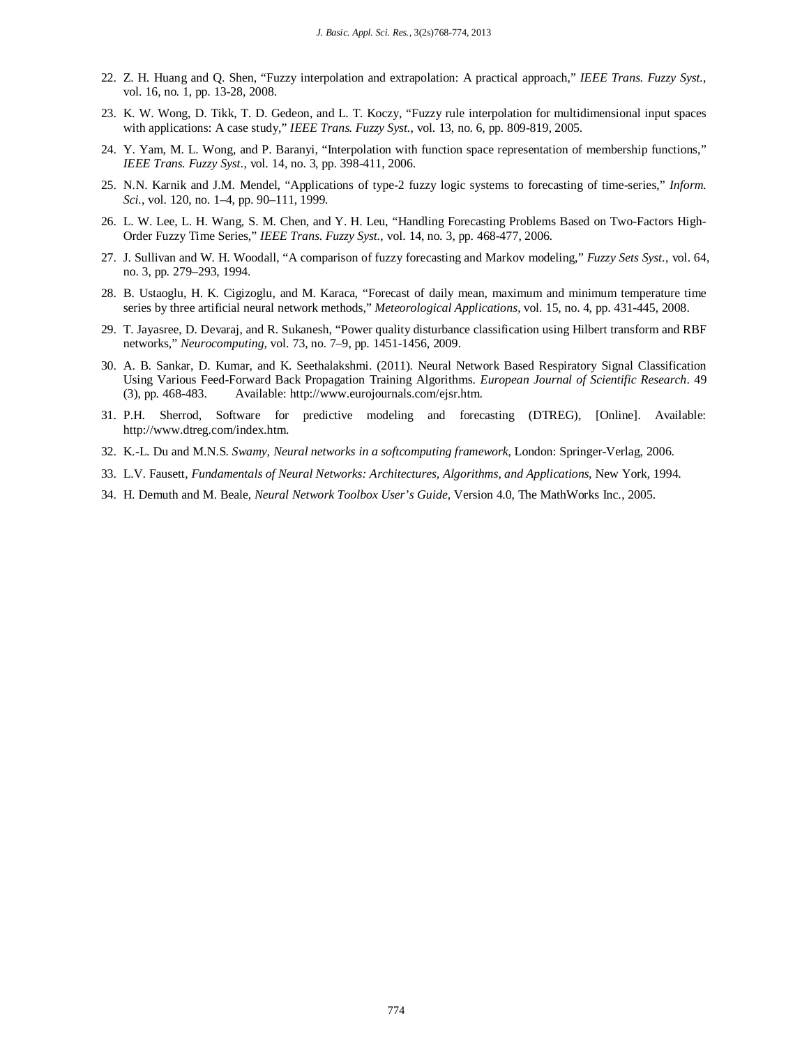22. Z. H. Huang and Q. Shen, “Fuzzy interpolation and extrapolation: A practical approach,” *IEEE Trans. Fuzzy Syst.*, vol. 16, no. 1, pp. 13-28, 2008.
23. K. W. Wong, D. Tikk, T. D. Gedeon, and L. T. Koczy, “Fuzzy rule interpolation for multidimensional input spaces with applications: A case study,” *IEEE Trans. Fuzzy Syst.*, vol. 13, no. 6, pp. 809-819, 2005.
24. Y. Yam, M. L. Wong, and P. Baranyi, “Interpolation with function space representation of membership functions,” *IEEE Trans. Fuzzy Syst.*, vol. 14, no. 3, pp. 398-411, 2006.
25. N.N. Karnik and J.M. Mendel, “Applications of type-2 fuzzy logic systems to forecasting of time-series,” *Inform. Sci.*, vol. 120, no. 1–4, pp. 90–111, 1999.
26. L. W. Lee, L. H. Wang, S. M. Chen, and Y. H. Leu, “Handling Forecasting Problems Based on Two-Factors High-Order Fuzzy Time Series,” *IEEE Trans. Fuzzy Syst.*, vol. 14, no. 3, pp. 468-477, 2006.
27. J. Sullivan and W. H. Woodall, “A comparison of fuzzy forecasting and Markov modeling,” *Fuzzy Sets Syst.*, vol. 64, no. 3, pp. 279–293, 1994.
28. B. Ustaoglu, H. K. Cigizoglu, and M. Karaca, “Forecast of daily mean, maximum and minimum temperature time series by three artificial neural network methods,” *Meteorological Applications*, vol. 15, no. 4, pp. 431-445, 2008.
29. T. Jayasree, D. Devaraj, and R. Sukanesh, “Power quality disturbance classification using Hilbert transform and RBF networks,” *Neurocomputing*, vol. 73, no. 7–9, pp. 1451-1456, 2009.
30. A. B. Sankar, D. Kumar, and K. Seethalakshmi. (2011). Neural Network Based Respiratory Signal Classification Using Various Feed-Forward Back Propagation Training Algorithms. *European Journal of Scientific Research*. 49 (3), pp. 468-483. Available: http://www.eurojournals.com/ejsr.htm.
31. P.H. Sherrod, Software for predictive modeling and forecasting (DTREG), [Online]. Available: http://www.dtreg.com/index.htm.
32. K.-L. Du and M.N.S. *Swamy, Neural networks in a softcomputing framework*, London: Springer-Verlag, 2006.
33. L.V. Fausett, *Fundamentals of Neural Networks: Architectures, Algorithms, and Applications*, New York, 1994.
34. H. Demuth and M. Beale, *Neural Network Toolbox User's Guide*, Version 4.0, The MathWorks Inc., 2005.